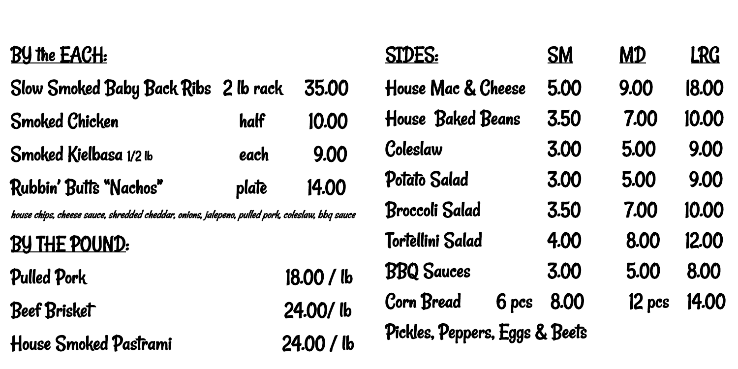## BY the EACH:

| Item | Unit | Price |
|---|---|---|
| Slow Smoked Baby Back Ribs | 2 lb rack | 35.00 |
| Smoked Chicken | half | 10.00 |
| Smoked Kielbasa 1/2 lb | each | 9.00 |
| Rubbin' Butts "Nachos" | plate | 14.00 |

*house chips, cheese sauce, shredded cheddar, onions, jalepeno, pulled pork, coleslaw, bbq sauce*

## BY THE POUND:

| Item | Price |
|---|---|
| Pulled Pork | 18.00 / lb |
| Beef Brisket | 24.00/ lb |
| House Smoked Pastrami | 24.00 / lb |

## SIDES:

| SIDES: | SM | MD | LRG |
|---|---|---|---|
| House Mac & Cheese | 5.00 | 9.00 | 18.00 |
| House Baked Beans | 3.50 | 7.00 | 10.00 |
| Coleslaw | 3.00 | 5.00 | 9.00 |
| Potato Salad | 3.00 | 5.00 | 9.00 |
| Broccoli Salad | 3.50 | 7.00 | 10.00 |
| Tortellini Salad | 4.00 | 8.00 | 12.00 |
| BBQ Sauces | 3.00 | 5.00 | 8.00 |

Corn Bread 6 pcs 8.00 12 pcs 14.00

Pickles, Peppers, Eggs & Beets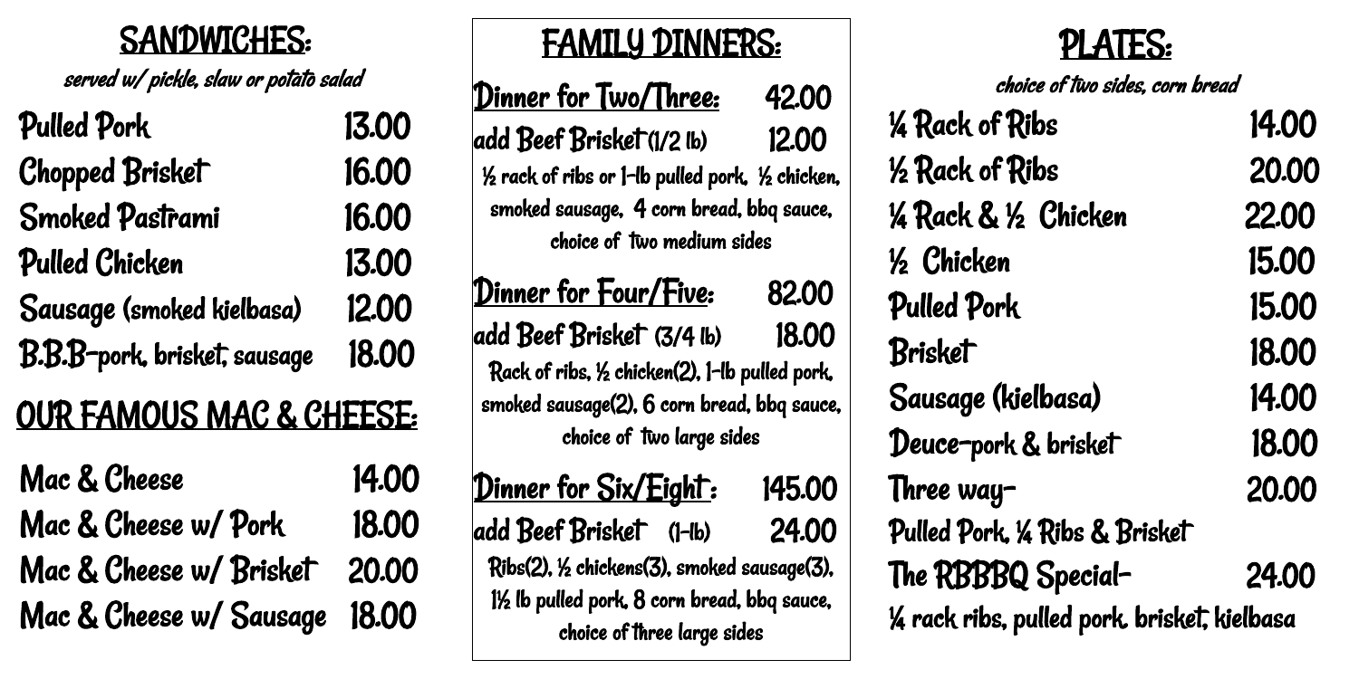## SANDWICHES:

*served w/ pickle, slaw or potato salad*

| | |
|---|---|
| Pulled Pork | 13.00 |
| Chopped Brisket | 16.00 |
| Smoked Pastrami | 16.00 |
| Pulled Chicken | 13.00 |
| Sausage (smoked kielbasa) | 12.00 |
| B.B.B-pork, brisket, sausage | 18.00 |

## OUR FAMOUS MAC & CHEESE:

| | |
|---|---|
| Mac & Cheese | 14.00 |
| Mac & Cheese w/ Pork | 18.00 |
| Mac & Cheese w/ Brisket | 20.00 |
| Mac & Cheese w/ Sausage | 18.00 |

## FAMILY DINNERS:

**Dinner for Two/Three:** 42.00

add Beef Brisket (1/2 lb) 12.00

½ rack of ribs or 1-lb pulled pork, ½ chicken, smoked sausage, 4 corn bread, bbq sauce, choice of two medium sides

**Dinner for Four/Five:** 82.00

add Beef Brisket (3/4 lb) 18.00

Rack of ribs, ½ chicken(2), 1-lb pulled pork, smoked sausage(2), 6 corn bread, bbq sauce, choice of two large sides

**Dinner for Six/Eight:** 145.00

add Beef Brisket (1-lb) 24.00

Ribs(2), ½ chickens(3), smoked sausage(3), 1½ lb pulled pork, 8 corn bread, bbq sauce, choice of three large sides

## PLATES:

*choice of two sides, corn bread*

| | |
|---|---|
| ¼ Rack of Ribs | 14.00 |
| ½ Rack of Ribs | 20.00 |
| ¼ Rack & ½ Chicken | 22.00 |
| ½ Chicken | 15.00 |
| Pulled Pork | 15.00 |
| Brisket | 18.00 |
| Sausage (kielbasa) | 14.00 |
| Deuce-pork & brisket | 18.00 |
| Three way- Pulled Pork, ¼ Ribs & Brisket | 20.00 |
| The RBBBQ Special- ¼ rack ribs, pulled pork, brisket, kielbasa | 24.00 |